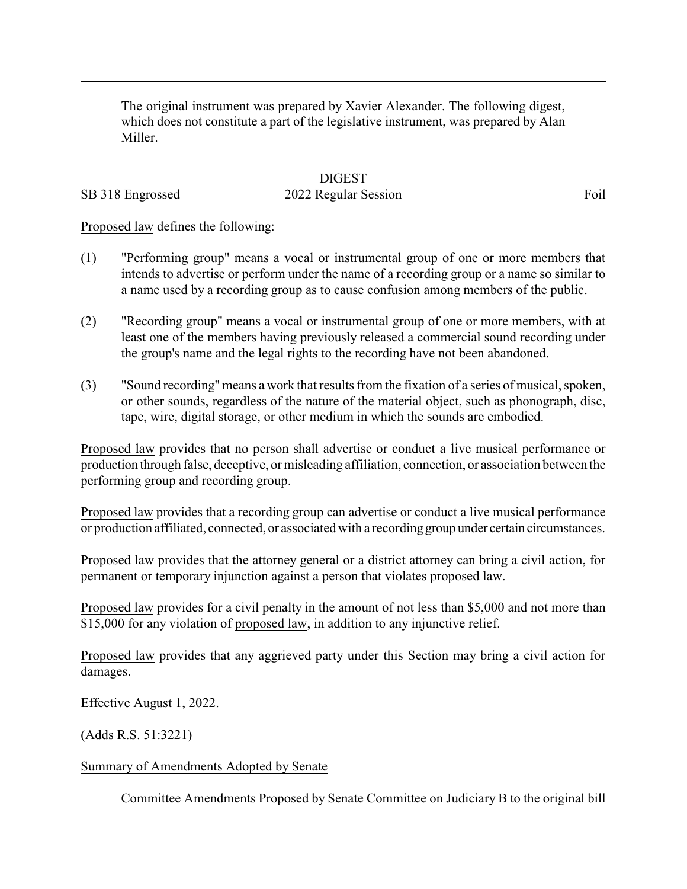The original instrument was prepared by Xavier Alexander. The following digest, which does not constitute a part of the legislative instrument, was prepared by Alan Miller.

DIGEST

SB 318 Engrossed 2022 Regular Session Foil

Proposed law defines the following:

(1) "Performing group" means a vocal or instrumental group of one or more members that intends to advertise or perform under the name of a recording group or a name so similar to a name used by a recording group as to cause confusion among members of the public.

(2) "Recording group" means a vocal or instrumental group of one or more members, with at least one of the members having previously released a commercial sound recording under the group's name and the legal rights to the recording have not been abandoned.

(3) "Sound recording" means a work that results from the fixation of a series of musical, spoken, or other sounds, regardless of the nature of the material object, such as phonograph, disc, tape, wire, digital storage, or other medium in which the sounds are embodied.

Proposed law provides that no person shall advertise or conduct a live musical performance or production through false, deceptive, or misleading affiliation, connection, or association between the performing group and recording group.

Proposed law provides that a recording group can advertise or conduct a live musical performance or production affiliated, connected, or associated with a recording group under certain circumstances.

Proposed law provides that the attorney general or a district attorney can bring a civil action, for permanent or temporary injunction against a person that violates proposed law.

Proposed law provides for a civil penalty in the amount of not less than $5,000 and not more than $15,000 for any violation of proposed law, in addition to any injunctive relief.

Proposed law provides that any aggrieved party under this Section may bring a civil action for damages.

Effective August 1, 2022.

(Adds R.S. 51:3221)

Summary of Amendments Adopted by Senate

Committee Amendments Proposed by Senate Committee on Judiciary B to the original bill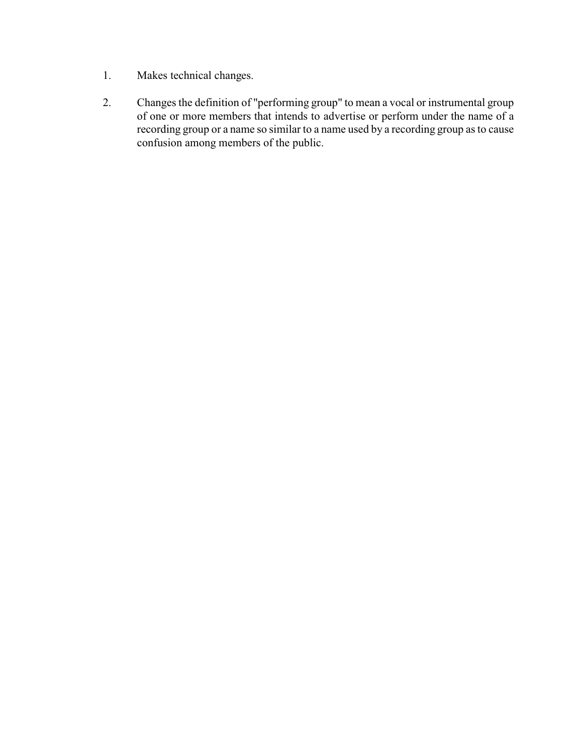1. Makes technical changes.

2. Changes the definition of "performing group" to mean a vocal or instrumental group of one or more members that intends to advertise or perform under the name of a recording group or a name so similar to a name used by a recording group as to cause confusion among members of the public.